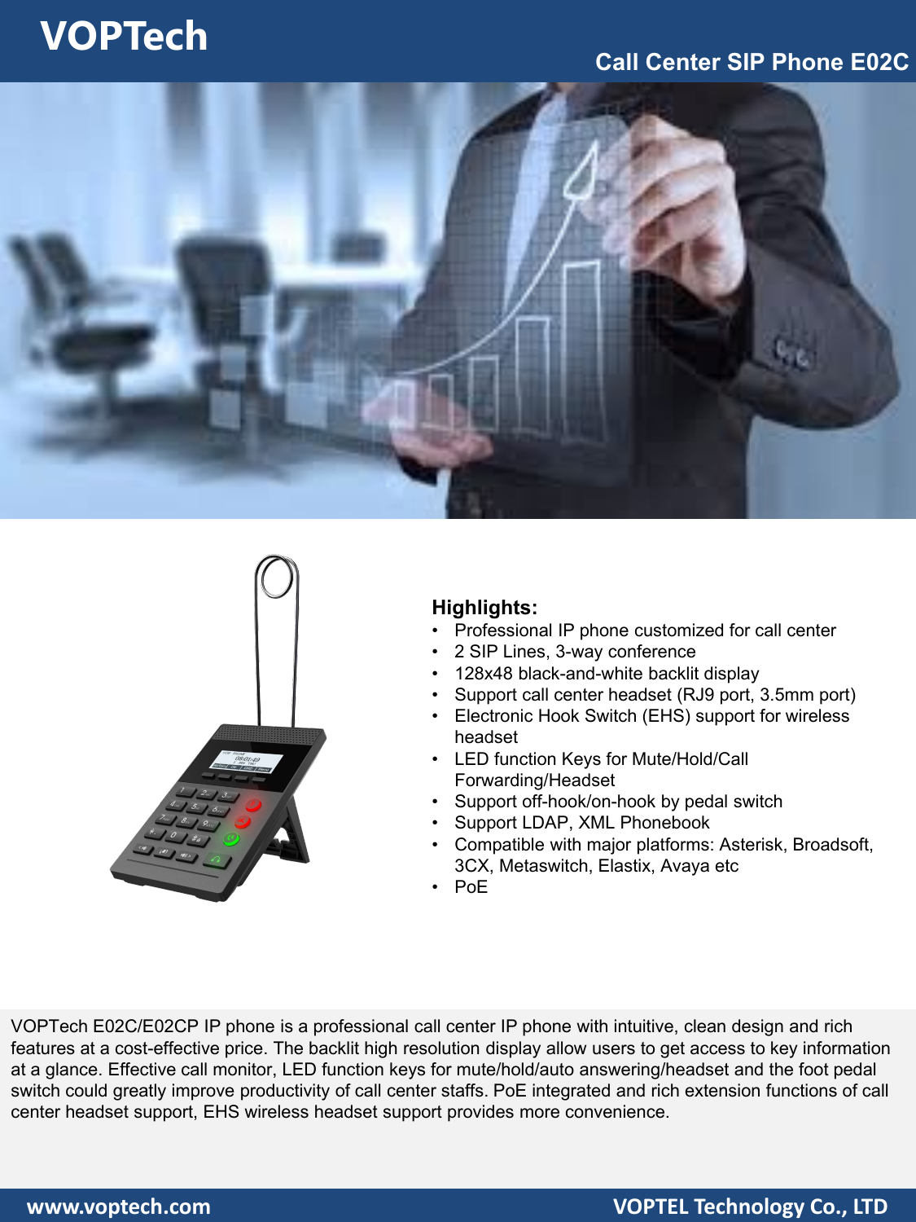# VOPTech

## Call Center SIP Phone E02C

### Highlights:

- Professional IP phone customized for call center
- 2 SIP Lines, 3-way conference
- 128x48 black-and-white backlit display
- Support call center headset (RJ9 port, 3.5mm port)
- Electronic Hook Switch (EHS) support for wireless headset
- LED function Keys for Mute/Hold/Call Forwarding/Headset
- Support off-hook/on-hook by pedal switch
- Support LDAP, XML Phonebook
- Compatible with major platforms: Asterisk, Broadsoft, 3CX, Metaswitch, Elastix, Avaya etc
- PoE

VOPTech E02C/E02CP IP phone is a professional call center IP phone with intuitive, clean design and rich features at a cost-effective price. The backlit high resolution display allow users to get access to key information at a glance. Effective call monitor, LED function keys for mute/hold/auto answering/headset and the foot pedal switch could greatly improve productivity of call center staffs. PoE integrated and rich extension functions of call center headset support, EHS wireless headset support provides more convenience.

www.voptech.com VOPTEL Technology Co., LTD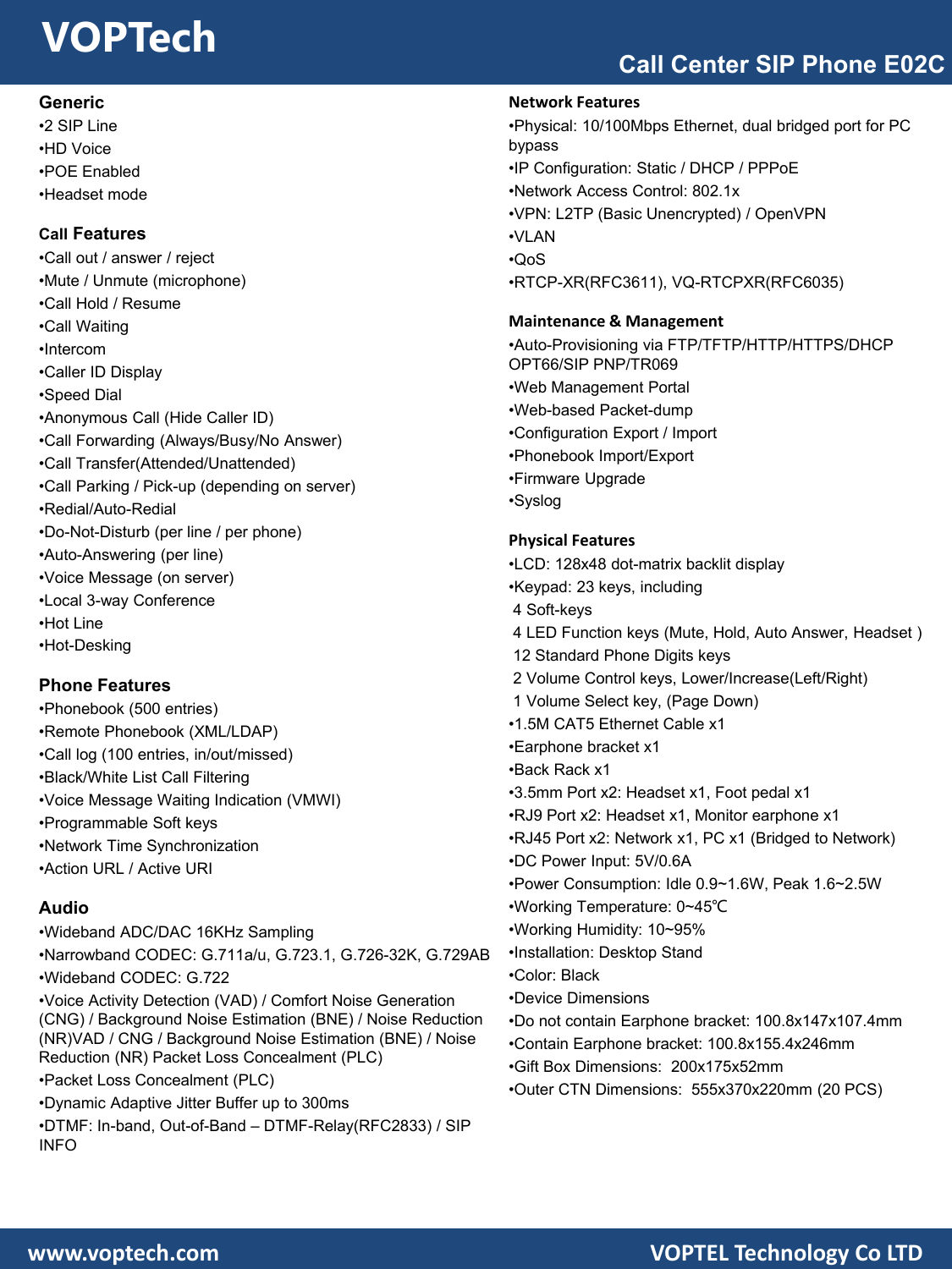# VOPTech

## Call Center SIP Phone E02C

### Generic

•2 SIP Line
•HD Voice
•POE Enabled
•Headset mode

### Call Features

•Call out / answer / reject
•Mute / Unmute (microphone)
•Call Hold / Resume
•Call Waiting
•Intercom
•Caller ID Display
•Speed Dial
•Anonymous Call (Hide Caller ID)
•Call Forwarding (Always/Busy/No Answer)
•Call Transfer(Attended/Unattended)
•Call Parking / Pick-up (depending on server)
•Redial/Auto-Redial
•Do-Not-Disturb (per line / per phone)
•Auto-Answering (per line)
•Voice Message (on server)
•Local 3-way Conference
•Hot Line
•Hot-Desking

### Phone Features

•Phonebook (500 entries)
•Remote Phonebook (XML/LDAP)
•Call log (100 entries, in/out/missed)
•Black/White List Call Filtering
•Voice Message Waiting Indication (VMWI)
•Programmable Soft keys
•Network Time Synchronization
•Action URL / Active URI

### Audio

•Wideband ADC/DAC 16KHz Sampling
•Narrowband CODEC: G.711a/u, G.723.1, G.726-32K, G.729AB
•Wideband CODEC: G.722
•Voice Activity Detection (VAD) / Comfort Noise Generation (CNG) / Background Noise Estimation (BNE) / Noise Reduction (NR)VAD / CNG / Background Noise Estimation (BNE) / Noise Reduction (NR) Packet Loss Concealment (PLC)
•Packet Loss Concealment (PLC)
•Dynamic Adaptive Jitter Buffer up to 300ms
•DTMF: In-band, Out-of-Band – DTMF-Relay(RFC2833) / SIP INFO

### Network Features

•Physical: 10/100Mbps Ethernet, dual bridged port for PC bypass
•IP Configuration: Static / DHCP / PPPoE
•Network Access Control: 802.1x
•VPN: L2TP (Basic Unencrypted) / OpenVPN
•VLAN
•QoS
•RTCP-XR(RFC3611), VQ-RTCPXR(RFC6035)

### Maintenance & Management

•Auto-Provisioning via FTP/TFTP/HTTP/HTTPS/DHCP OPT66/SIP PNP/TR069
•Web Management Portal
•Web-based Packet-dump
•Configuration Export / Import
•Phonebook Import/Export
•Firmware Upgrade
•Syslog

### Physical Features

•LCD: 128x48 dot-matrix backlit display
•Keypad: 23 keys, including
 4 Soft-keys
 4 LED Function keys (Mute, Hold, Auto Answer, Headset )
 12 Standard Phone Digits keys
 2 Volume Control keys, Lower/Increase(Left/Right)
 1 Volume Select key, (Page Down)
•1.5M CAT5 Ethernet Cable x1
•Earphone bracket x1
•Back Rack x1
•3.5mm Port x2: Headset x1, Foot pedal x1
•RJ9 Port x2: Headset x1, Monitor earphone x1
•RJ45 Port x2: Network x1, PC x1 (Bridged to Network)
•DC Power Input: 5V/0.6A
•Power Consumption: Idle 0.9~1.6W, Peak 1.6~2.5W
•Working Temperature: 0~45℃
•Working Humidity: 10~95%
•Installation: Desktop Stand
•Color: Black
•Device Dimensions
•Do not contain Earphone bracket: 100.8x147x107.4mm
•Contain Earphone bracket: 100.8x155.4x246mm
•Gift Box Dimensions: 200x175x52mm
•Outer CTN Dimensions: 555x370x220mm (20 PCS)

www.voptech.com VOPTEL Technology Co LTD